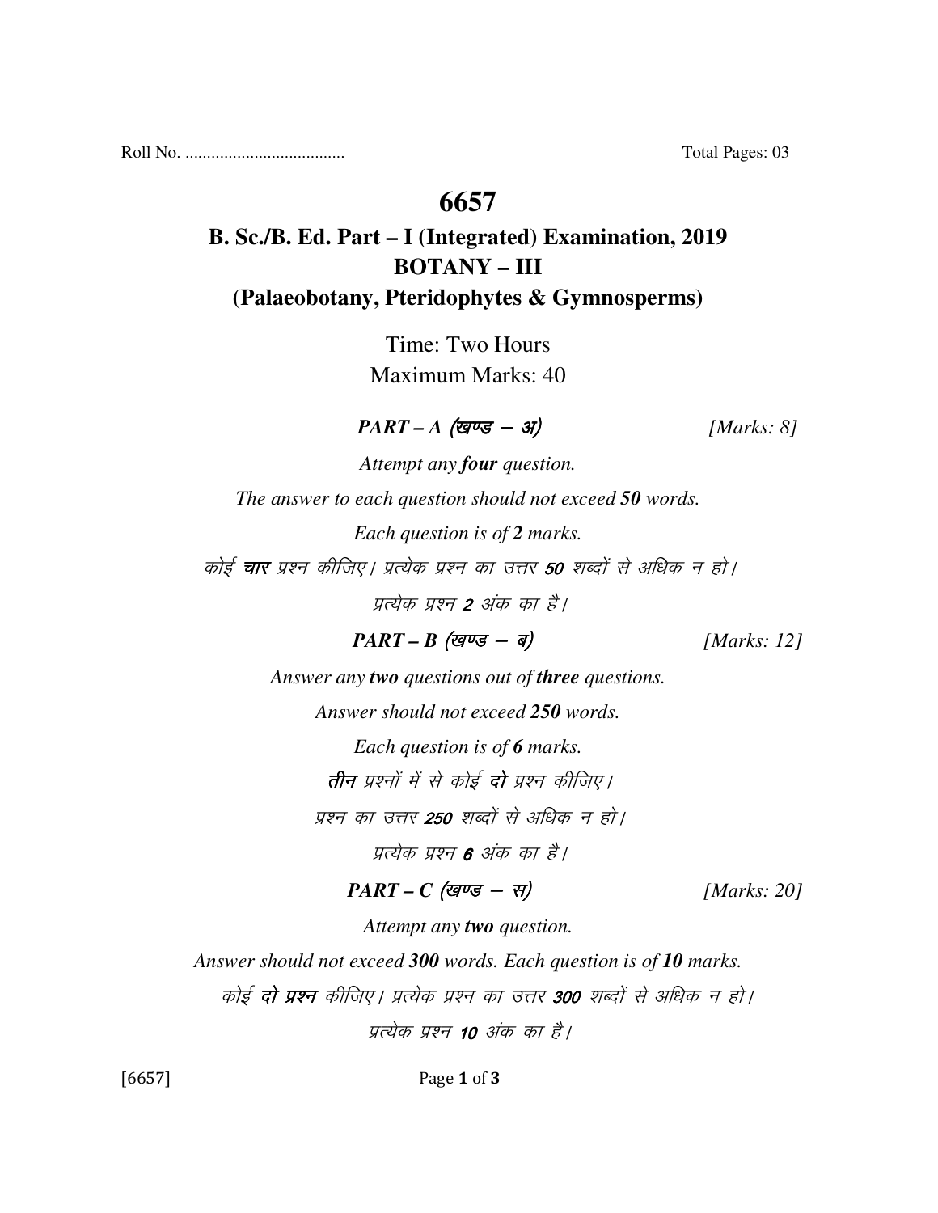Roll No. .................................... Total Pages: 03

# 6657

## B. Sc./B. Ed. Part – I (Integrated) Examination, 2019
## BOTANY – III
## (Palaeobotany, Pteridophytes & Gymnosperms)

Time: Two Hours
Maximum Marks: 40

***PART – A (खण्ड – अ)*** *[Marks: 8]*

*Attempt any **four** question.*

*The answer to each question should not exceed **50** words.*

*Each question is of **2** marks.*

*कोई **चार** प्रश्न कीजिए। प्रत्येक प्रश्न का उत्तर **50** शब्दों से अधिक न हो।*

*प्रत्येक प्रश्न **2** अंक का है।*

***PART – B (खण्ड – ब)*** *[Marks: 12]*

*Answer any **two** questions out of **three** questions.*

*Answer should not exceed **250** words.*

*Each question is of **6** marks.*

***तीन** प्रश्नों में से कोई **दो** प्रश्न कीजिए।*

*प्रश्न का उत्तर **250** शब्दों से अधिक न हो।*

*प्रत्येक प्रश्न **6** अंक का है।*

***PART – C (खण्ड – स)*** *[Marks: 20]*

*Attempt any **two** question.*

*Answer should not exceed **300** words. Each question is of **10** marks.*

*कोई **दो प्रश्न** कीजिए। प्रत्येक प्रश्न का उत्तर **300** शब्दों से अधिक न हो।*

*प्रत्येक प्रश्न **10** अंक का है।*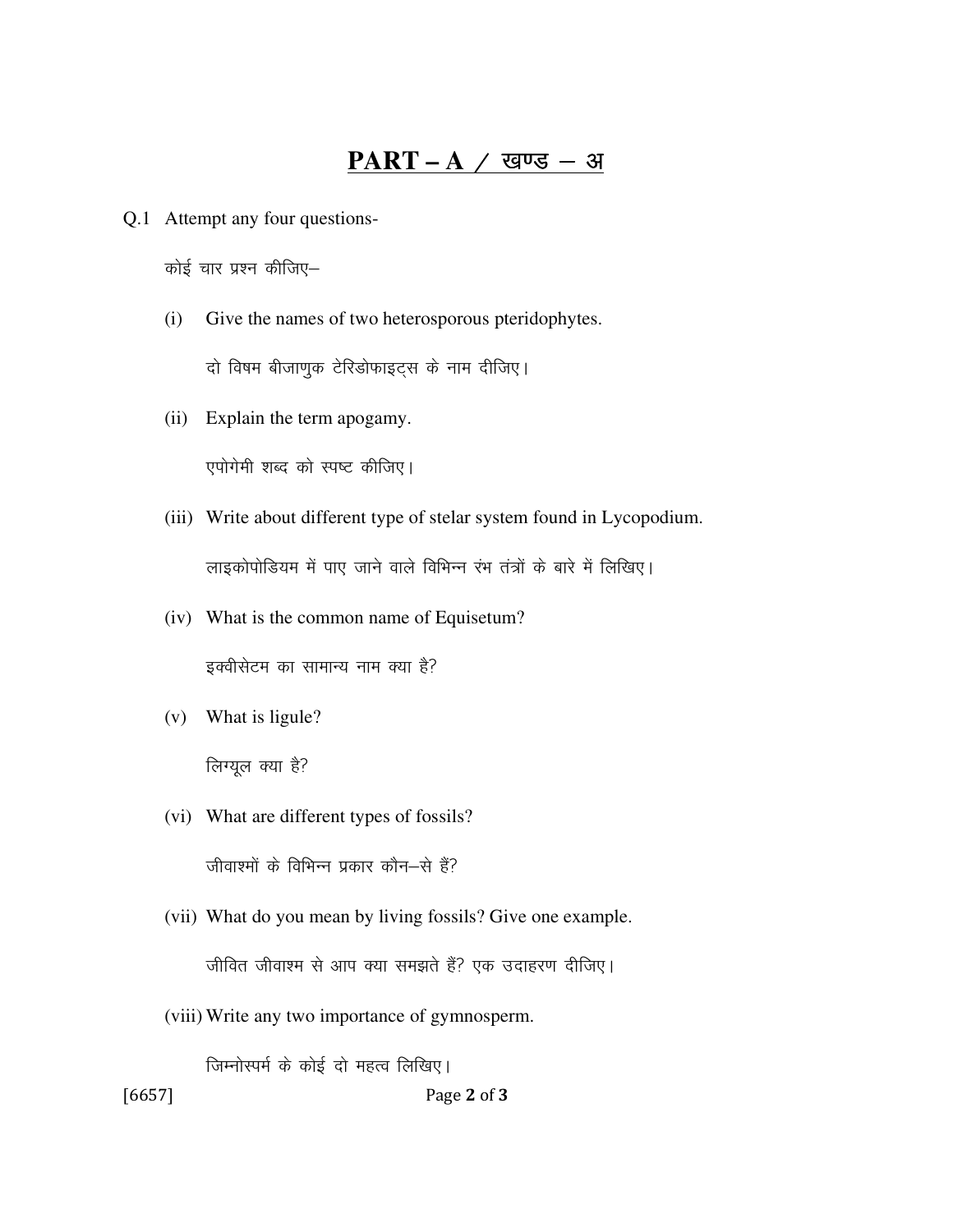# PART – A / खण्ड – अ

Q.1 Attempt any four questions-

कोई चार प्रश्न कीजिए–

(i) Give the names of two heterosporous pteridophytes.

दो विषम बीजाणुक टेरिडोफाइट्स के नाम दीजिए।

(ii) Explain the term apogamy.

एपोगेमी शब्द को स्पष्ट कीजिए।

(iii) Write about different type of stelar system found in Lycopodium.

लाइकोपोडियम में पाए जाने वाले विभिन्न रंभ तंत्रों के बारे में लिखिए।

(iv) What is the common name of Equisetum?

इक्वीसेटम का सामान्य नाम क्या है?

(v) What is ligule?

लिग्यूल क्या है?

(vi) What are different types of fossils?

जीवाश्मों के विभिन्न प्रकार कौन–से हैं?

(vii) What do you mean by living fossils? Give one example.

जीवित जीवाश्म से आप क्या समझते हैं? एक उदाहरण दीजिए।

(viii) Write any two importance of gymnosperm.

जिम्नोस्पर्म के कोई दो महत्व लिखिए।

[6657]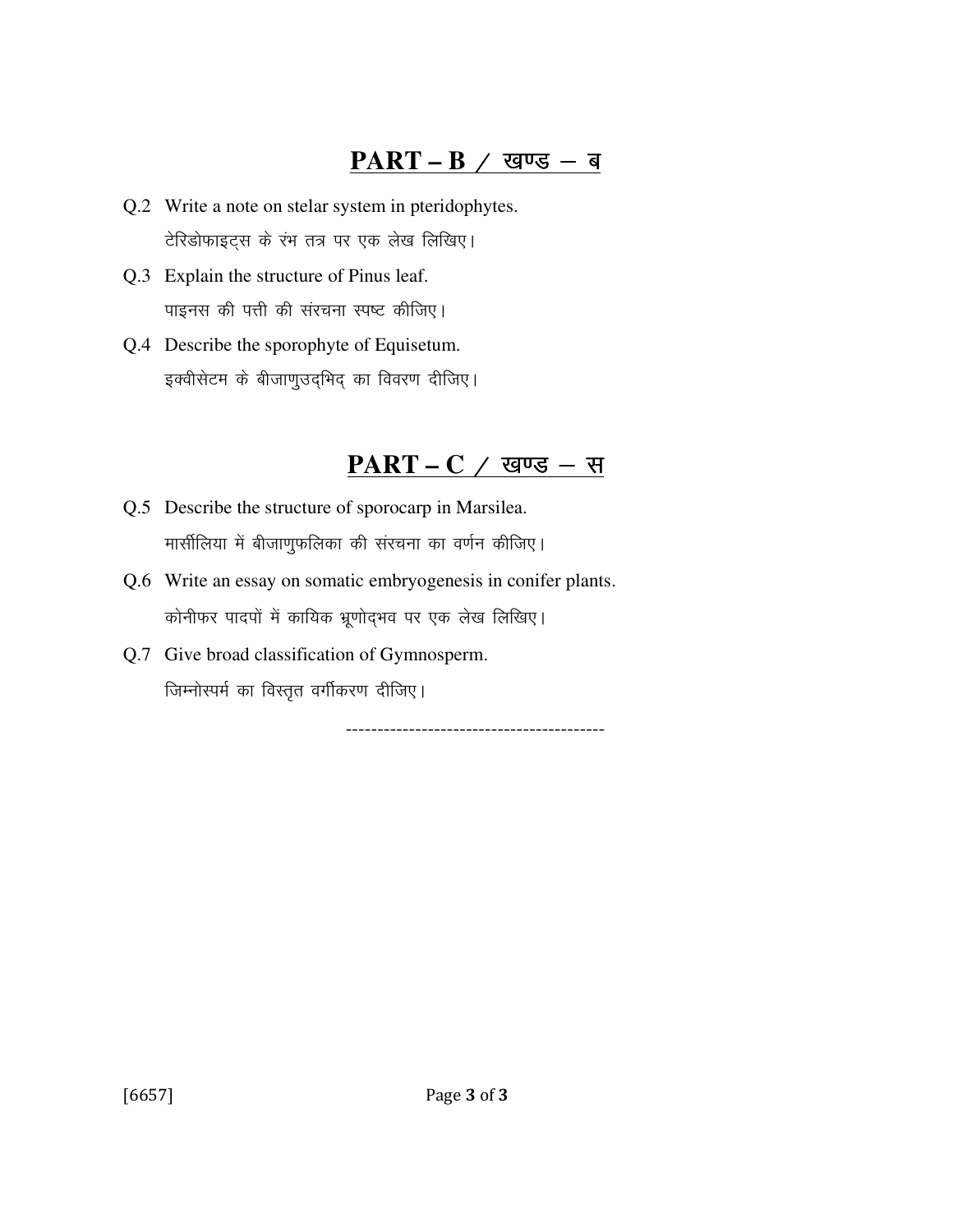## PART – B / खण्ड – ब

Q.2 Write a note on stelar system in pteridophytes.

टेरिडोफाइट्स के रंभ तत्र पर एक लेख लिखिए।

Q.3 Explain the structure of Pinus leaf.

पाइनस की पत्ती की संरचना स्पष्ट कीजिए।

Q.4 Describe the sporophyte of Equisetum.

इक्वीसेटम के बीजाणुउद्भिद् का विवरण दीजिए।

## PART – C / खण्ड – स

Q.5 Describe the structure of sporocarp in Marsilea.

मार्सीलिया में बीजाणुफलिका की संरचना का वर्णन कीजिए।

Q.6 Write an essay on somatic embryogenesis in conifer plants.

कोनीफर पादपों में कायिक भ्रूणोद्भव पर एक लेख लिखिए।

Q.7 Give broad classification of Gymnosperm.

जिम्नोस्पर्म का विस्तृत वर्गीकरण दीजिए।

----------------------------------------

[6657]